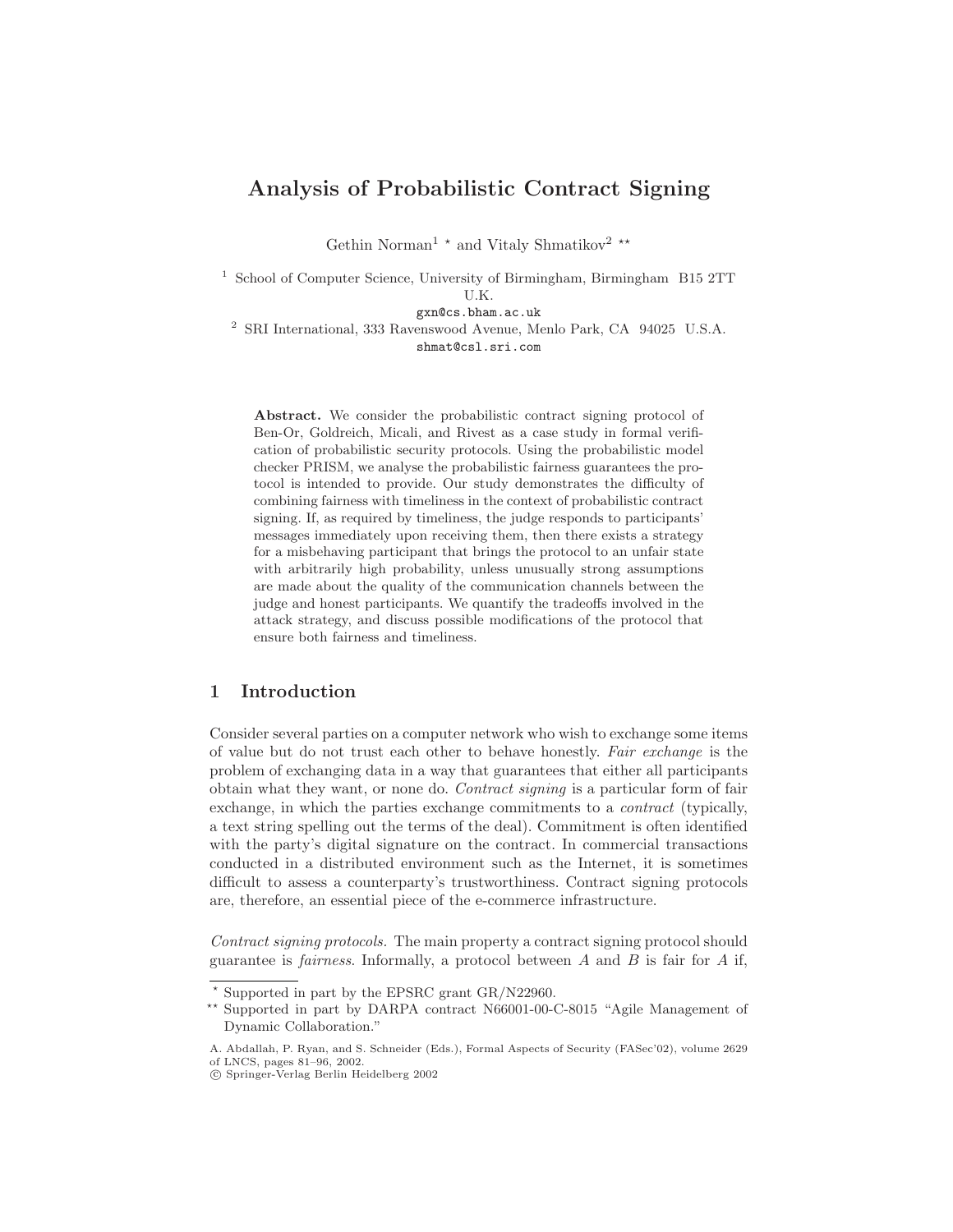# Analysis of Probabilistic Contract Signing

Gethin Norman[1] ⋆ and Vitaly Shmatikov[2] ⋆⋆

[1] School of Computer Science, University of Birmingham, Birmingham B15 2TT U.K.
gxn@cs.bham.ac.uk

[2] SRI International, 333 Ravenswood Avenue, Menlo Park, CA 94025 U.S.A.
shmat@csl.sri.com

**Abstract.** We consider the probabilistic contract signing protocol of Ben-Or, Goldreich, Micali, and Rivest as a case study in formal verification of probabilistic security protocols. Using the probabilistic model checker PRISM, we analyse the probabilistic fairness guarantees the protocol is intended to provide. Our study demonstrates the difficulty of combining fairness with timeliness in the context of probabilistic contract signing. If, as required by timeliness, the judge responds to participants' messages immediately upon receiving them, then there exists a strategy for a misbehaving participant that brings the protocol to an unfair state with arbitrarily high probability, unless unusually strong assumptions are made about the quality of the communication channels between the judge and honest participants. We quantify the tradeoffs involved in the attack strategy, and discuss possible modifications of the protocol that ensure both fairness and timeliness.

## 1 Introduction

Consider several parties on a computer network who wish to exchange some items of value but do not trust each other to behave honestly. *Fair exchange* is the problem of exchanging data in a way that guarantees that either all participants obtain what they want, or none do. *Contract signing* is a particular form of fair exchange, in which the parties exchange commitments to a *contract* (typically, a text string spelling out the terms of the deal). Commitment is often identified with the party's digital signature on the contract. In commercial transactions conducted in a distributed environment such as the Internet, it is sometimes difficult to assess a counterparty's trustworthiness. Contract signing protocols are, therefore, an essential piece of the e-commerce infrastructure.

*Contract signing protocols.* The main property a contract signing protocol should guarantee is *fairness*. Informally, a protocol between $A$ and $B$ is fair for $A$ if,

⋆ Supported in part by the EPSRC grant GR/N22960.

⋆⋆ Supported in part by DARPA contract N66001-00-C-8015 "Agile Management of Dynamic Collaboration."

A. Abdallah, P. Ryan, and S. Schneider (Eds.), Formal Aspects of Security (FASec'02), volume 2629 of LNCS, pages 81–96, 2002.
© Springer-Verlag Berlin Heidelberg 2002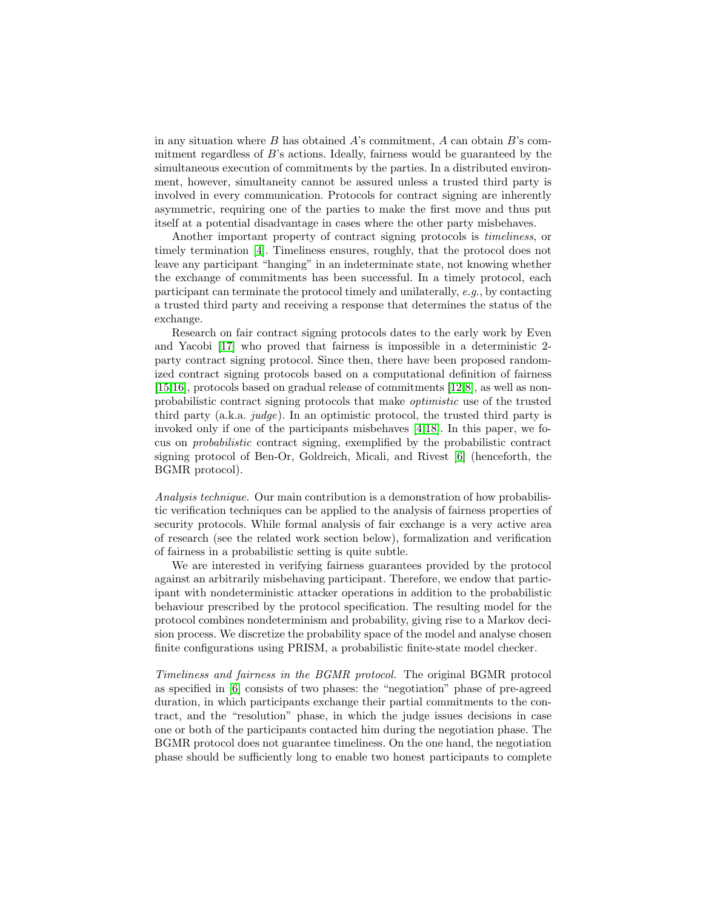in any situation where $B$ has obtained $A$'s commitment, $A$ can obtain $B$'s commitment regardless of $B$'s actions. Ideally, fairness would be guaranteed by the simultaneous execution of commitments by the parties. In a distributed environment, however, simultaneity cannot be assured unless a trusted third party is involved in every communication. Protocols for contract signing are inherently asymmetric, requiring one of the parties to make the first move and thus put itself at a potential disadvantage in cases where the other party misbehaves.

Another important property of contract signing protocols is *timeliness*, or timely termination [4]. Timeliness ensures, roughly, that the protocol does not leave any participant "hanging" in an indeterminate state, not knowing whether the exchange of commitments has been successful. In a timely protocol, each participant can terminate the protocol timely and unilaterally, *e.g.*, by contacting a trusted third party and receiving a response that determines the status of the exchange.

Research on fair contract signing protocols dates to the early work by Even and Yacobi [17] who proved that fairness is impossible in a deterministic 2-party contract signing protocol. Since then, there have been proposed randomized contract signing protocols based on a computational definition of fairness [15,16], protocols based on gradual release of commitments [12,8], as well as non-probabilistic contract signing protocols that make *optimistic* use of the trusted third party (a.k.a. *judge*). In an optimistic protocol, the trusted third party is invoked only if one of the participants misbehaves [4,18]. In this paper, we focus on *probabilistic* contract signing, exemplified by the probabilistic contract signing protocol of Ben-Or, Goldreich, Micali, and Rivest [6] (henceforth, the BGMR protocol).

*Analysis technique.* Our main contribution is a demonstration of how probabilistic verification techniques can be applied to the analysis of fairness properties of security protocols. While formal analysis of fair exchange is a very active area of research (see the related work section below), formalization and verification of fairness in a probabilistic setting is quite subtle.

We are interested in verifying fairness guarantees provided by the protocol against an arbitrarily misbehaving participant. Therefore, we endow that participant with nondeterministic attacker operations in addition to the probabilistic behaviour prescribed by the protocol specification. The resulting model for the protocol combines nondeterminism and probability, giving rise to a Markov decision process. We discretize the probability space of the model and analyse chosen finite configurations using PRISM, a probabilistic finite-state model checker.

*Timeliness and fairness in the BGMR protocol.* The original BGMR protocol as specified in [6] consists of two phases: the "negotiation" phase of pre-agreed duration, in which participants exchange their partial commitments to the contract, and the "resolution" phase, in which the judge issues decisions in case one or both of the participants contacted him during the negotiation phase. The BGMR protocol does not guarantee timeliness. On the one hand, the negotiation phase should be sufficiently long to enable two honest participants to complete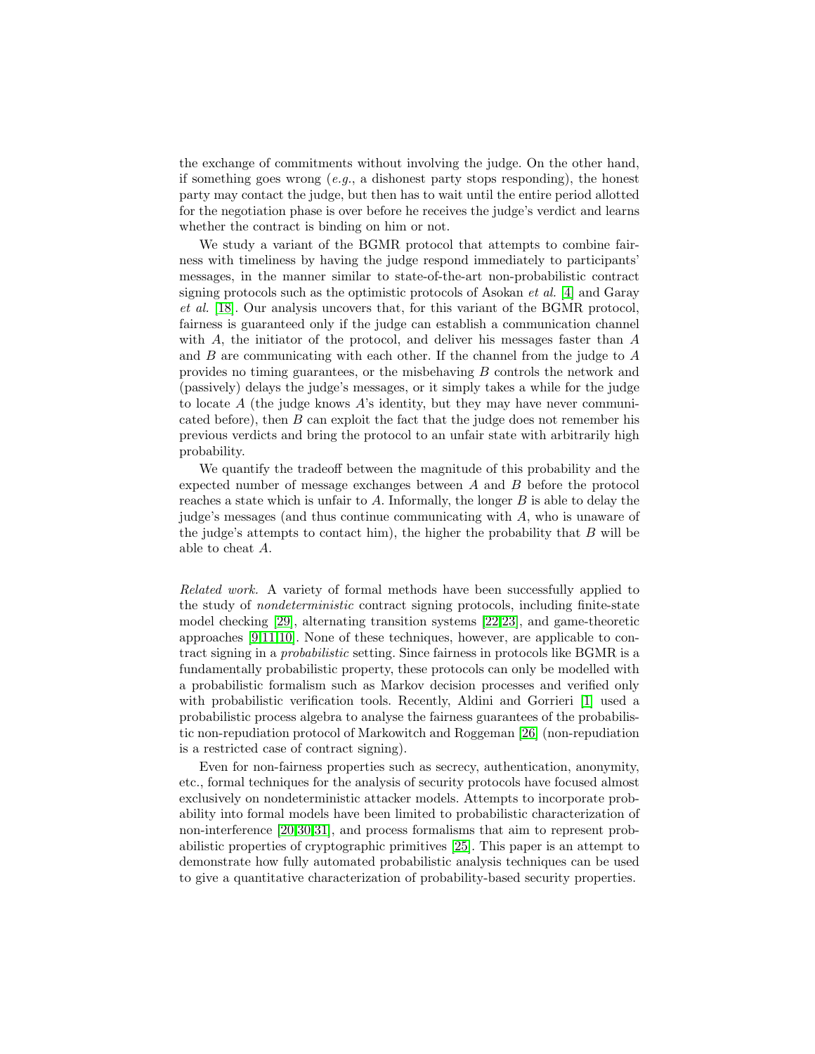the exchange of commitments without involving the judge. On the other hand, if something goes wrong (*e.g.*, a dishonest party stops responding), the honest party may contact the judge, but then has to wait until the entire period allotted for the negotiation phase is over before he receives the judge's verdict and learns whether the contract is binding on him or not.

We study a variant of the BGMR protocol that attempts to combine fairness with timeliness by having the judge respond immediately to participants' messages, in the manner similar to state-of-the-art non-probabilistic contract signing protocols such as the optimistic protocols of Asokan *et al.* [4] and Garay *et al.* [18]. Our analysis uncovers that, for this variant of the BGMR protocol, fairness is guaranteed only if the judge can establish a communication channel with $A$, the initiator of the protocol, and deliver his messages faster than $A$ and $B$ are communicating with each other. If the channel from the judge to $A$ provides no timing guarantees, or the misbehaving $B$ controls the network and (passively) delays the judge's messages, or it simply takes a while for the judge to locate $A$ (the judge knows $A$'s identity, but they may have never communicated before), then $B$ can exploit the fact that the judge does not remember his previous verdicts and bring the protocol to an unfair state with arbitrarily high probability.

We quantify the tradeoff between the magnitude of this probability and the expected number of message exchanges between $A$ and $B$ before the protocol reaches a state which is unfair to $A$. Informally, the longer $B$ is able to delay the judge's messages (and thus continue communicating with $A$, who is unaware of the judge's attempts to contact him), the higher the probability that $B$ will be able to cheat $A$.

*Related work.* A variety of formal methods have been successfully applied to the study of *nondeterministic* contract signing protocols, including finite-state model checking [29], alternating transition systems [22,23], and game-theoretic approaches [9,11,10]. None of these techniques, however, are applicable to contract signing in a *probabilistic* setting. Since fairness in protocols like BGMR is a fundamentally probabilistic property, these protocols can only be modelled with a probabilistic formalism such as Markov decision processes and verified only with probabilistic verification tools. Recently, Aldini and Gorrieri [1] used a probabilistic process algebra to analyse the fairness guarantees of the probabilistic non-repudiation protocol of Markowitch and Roggeman [26] (non-repudiation is a restricted case of contract signing).

Even for non-fairness properties such as secrecy, authentication, anonymity, etc., formal techniques for the analysis of security protocols have focused almost exclusively on nondeterministic attacker models. Attempts to incorporate probability into formal models have been limited to probabilistic characterization of non-interference [20,30,31], and process formalisms that aim to represent probabilistic properties of cryptographic primitives [25]. This paper is an attempt to demonstrate how fully automated probabilistic analysis techniques can be used to give a quantitative characterization of probability-based security properties.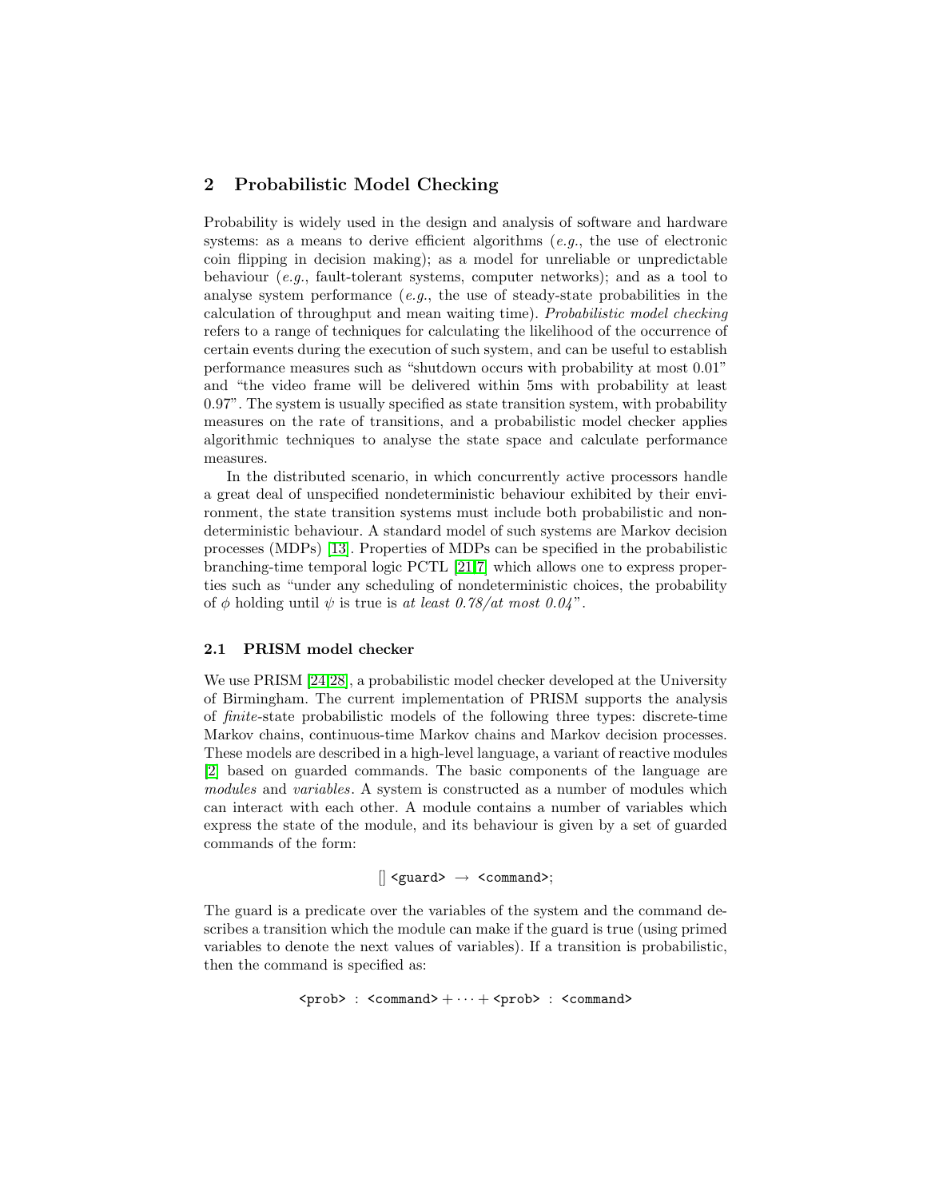## 2 Probabilistic Model Checking

Probability is widely used in the design and analysis of software and hardware systems: as a means to derive efficient algorithms (*e.g.*, the use of electronic coin flipping in decision making); as a model for unreliable or unpredictable behaviour (*e.g.*, fault-tolerant systems, computer networks); and as a tool to analyse system performance (*e.g.*, the use of steady-state probabilities in the calculation of throughput and mean waiting time). *Probabilistic model checking* refers to a range of techniques for calculating the likelihood of the occurrence of certain events during the execution of such system, and can be useful to establish performance measures such as "shutdown occurs with probability at most 0.01" and "the video frame will be delivered within 5ms with probability at least 0.97". The system is usually specified as state transition system, with probability measures on the rate of transitions, and a probabilistic model checker applies algorithmic techniques to analyse the state space and calculate performance measures.

In the distributed scenario, in which concurrently active processors handle a great deal of unspecified nondeterministic behaviour exhibited by their environment, the state transition systems must include both probabilistic and nondeterministic behaviour. A standard model of such systems are Markov decision processes (MDPs) [13]. Properties of MDPs can be specified in the probabilistic branching-time temporal logic PCTL [21,7] which allows one to express properties such as "under any scheduling of nondeterministic choices, the probability of $\phi$ holding until $\psi$ is true is *at least 0.78/at most 0.04*".

### 2.1 PRISM model checker

We use PRISM [24,28], a probabilistic model checker developed at the University of Birmingham. The current implementation of PRISM supports the analysis of *finite*-state probabilistic models of the following three types: discrete-time Markov chains, continuous-time Markov chains and Markov decision processes. These models are described in a high-level language, a variant of reactive modules [2] based on guarded commands. The basic components of the language are *modules* and *variables*. A system is constructed as a number of modules which can interact with each other. A module contains a number of variables which express the state of the module, and its behaviour is given by a set of guarded commands of the form:

```
[] <guard> → <command>;
```

The guard is a predicate over the variables of the system and the command describes a transition which the module can make if the guard is true (using primed variables to denote the next values of variables). If a transition is probabilistic, then the command is specified as:

```
<prob> : <command> + ··· + <prob> : <command>
```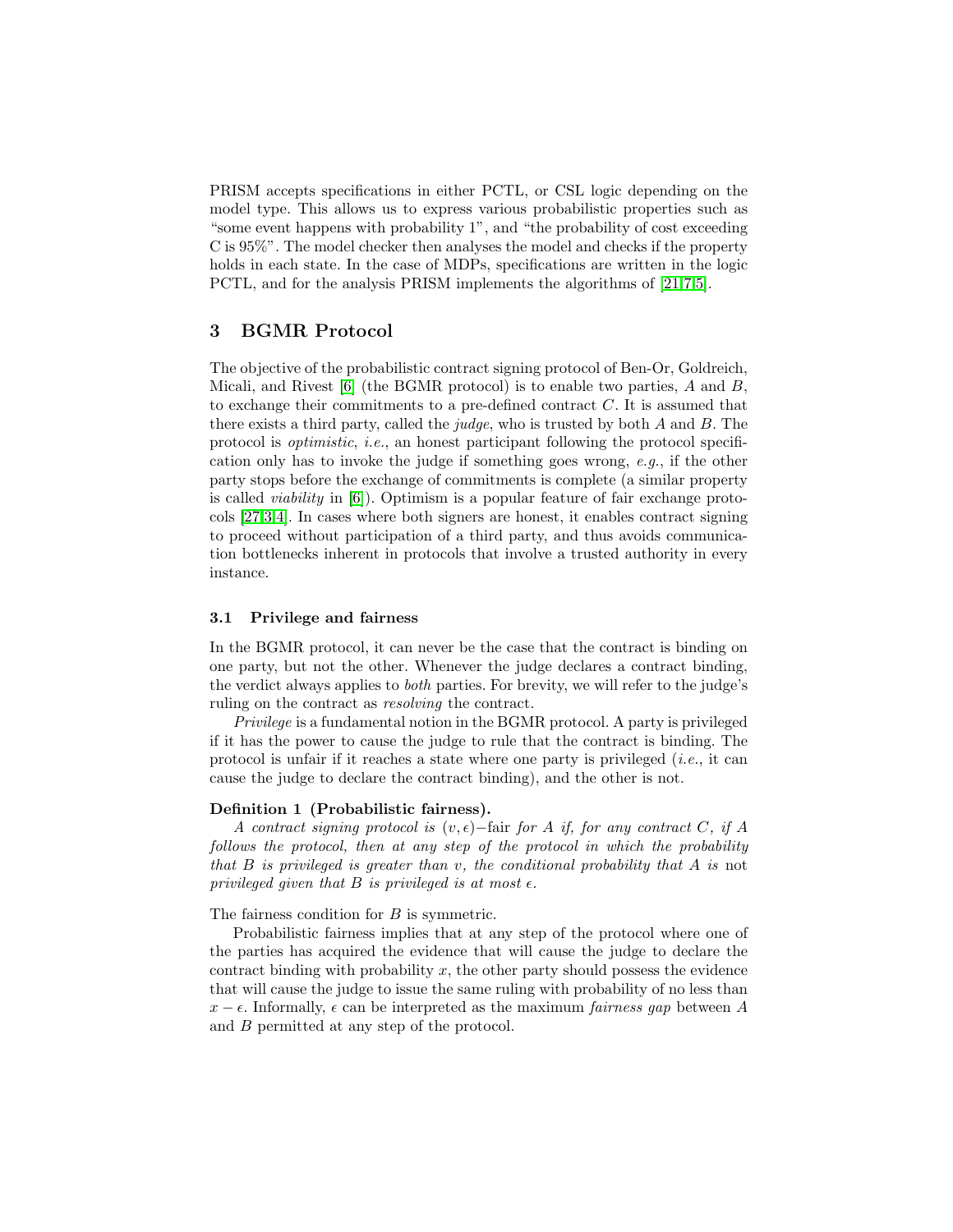PRISM accepts specifications in either PCTL, or CSL logic depending on the model type. This allows us to express various probabilistic properties such as "some event happens with probability 1", and "the probability of cost exceeding C is 95%". The model checker then analyses the model and checks if the property holds in each state. In the case of MDPs, specifications are written in the logic PCTL, and for the analysis PRISM implements the algorithms of [21,7,5].

## 3 BGMR Protocol

The objective of the probabilistic contract signing protocol of Ben-Or, Goldreich, Micali, and Rivest [6] (the BGMR protocol) is to enable two parties, $A$ and $B$, to exchange their commitments to a pre-defined contract $C$. It is assumed that there exists a third party, called the *judge*, who is trusted by both $A$ and $B$. The protocol is *optimistic*, *i.e.*, an honest participant following the protocol specification only has to invoke the judge if something goes wrong, *e.g.*, if the other party stops before the exchange of commitments is complete (a similar property is called *viability* in [6]). Optimism is a popular feature of fair exchange protocols [27,3,4]. In cases where both signers are honest, it enables contract signing to proceed without participation of a third party, and thus avoids communication bottlenecks inherent in protocols that involve a trusted authority in every instance.

### 3.1 Privilege and fairness

In the BGMR protocol, it can never be the case that the contract is binding on one party, but not the other. Whenever the judge declares a contract binding, the verdict always applies to *both* parties. For brevity, we will refer to the judge's ruling on the contract as *resolving* the contract.

*Privilege* is a fundamental notion in the BGMR protocol. A party is privileged if it has the power to cause the judge to rule that the contract is binding. The protocol is unfair if it reaches a state where one party is privileged (*i.e.*, it can cause the judge to declare the contract binding), and the other is not.

**Definition 1 (Probabilistic fairness).** *A contract signing protocol is* $(v, \epsilon)-$fair *for* $A$ *if, for any contract* $C$*, if* $A$ *follows the protocol, then at any step of the protocol in which the probability that* $B$ *is privileged is greater than* $v$*, the conditional probability that* $A$ *is* not *privileged given that* $B$ *is privileged is at most* $\epsilon$*.*

The fairness condition for $B$ is symmetric.

Probabilistic fairness implies that at any step of the protocol where one of the parties has acquired the evidence that will cause the judge to declare the contract binding with probability $x$, the other party should possess the evidence that will cause the judge to issue the same ruling with probability of no less than $x - \epsilon$. Informally, $\epsilon$ can be interpreted as the maximum *fairness gap* between $A$ and $B$ permitted at any step of the protocol.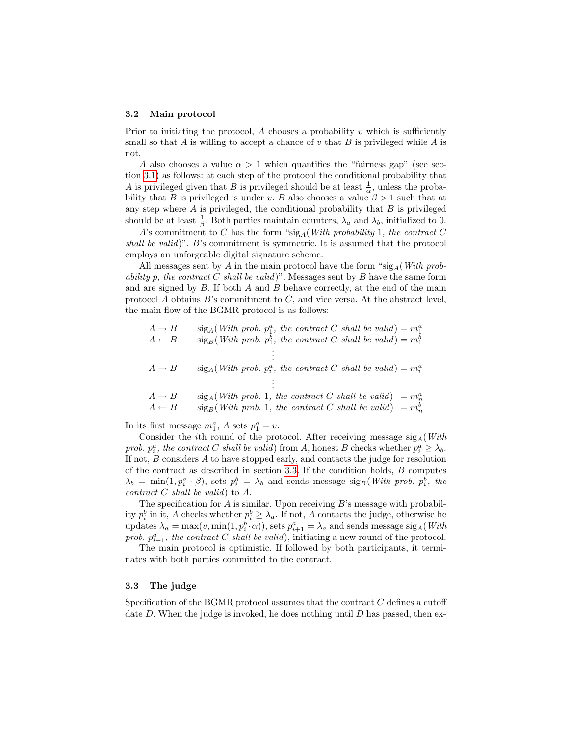### 3.2 Main protocol

Prior to initiating the protocol, $A$ chooses a probability $v$ which is sufficiently small so that $A$ is willing to accept a chance of $v$ that $B$ is privileged while $A$ is not.

$A$ also chooses a value $\alpha > 1$ which quantifies the "fairness gap" (see section 3.1) as follows: at each step of the protocol the conditional probability that $A$ is privileged given that $B$ is privileged should be at least $\frac{1}{\alpha}$, unless the probability that $B$ is privileged is under $v$. $B$ also chooses a value $\beta > 1$ such that at any step where $A$ is privileged, the conditional probability that $B$ is privileged should be at least $\frac{1}{\beta}$. Both parties maintain counters, $\lambda_a$ and $\lambda_b$, initialized to 0.

$A$'s commitment to $C$ has the form "$\text{sig}_A$(*With probability* 1*, the contract* $C$ *shall be valid*)". $B$'s commitment is symmetric. It is assumed that the protocol employs an unforgeable digital signature scheme.

All messages sent by $A$ in the main protocol have the form "$\text{sig}_A$(*With probability* $p$*, the contract* $C$ *shall be valid*)". Messages sent by $B$ have the same form and are signed by $B$. If both $A$ and $B$ behave correctly, at the end of the main protocol $A$ obtains $B$'s commitment to $C$, and vice versa. At the abstract level, the main flow of the BGMR protocol is as follows:

$$
\begin{array}{ll}
A \rightarrow B & \text{sig}_A(\textit{With prob. } p_1^a\textit{, the contract } C \textit{ shall be valid}) = m_1^a \\
A \leftarrow B & \text{sig}_B(\textit{With prob. } p_1^b\textit{, the contract } C \textit{ shall be valid}) = m_1^b \\
 & \vdots \\
A \rightarrow B & \text{sig}_A(\textit{With prob. } p_i^a\textit{, the contract } C \textit{ shall be valid}) = m_i^a \\
 & \vdots \\
A \rightarrow B & \text{sig}_A(\textit{With prob. } 1\textit{, the contract } C \textit{ shall be valid}) \ = m_n^a \\
A \leftarrow B & \text{sig}_B(\textit{With prob. } 1\textit{, the contract } C \textit{ shall be valid}) \ = m_n^b
\end{array}
$$

In its first message $m_1^a$, $A$ sets $p_1^a = v$.

Consider the $i$th round of the protocol. After receiving message $\text{sig}_A$(*With prob.* $p_i^a$*, the contract* $C$ *shall be valid*) from $A$, honest $B$ checks whether $p_i^a \geq \lambda_b$. If not, $B$ considers $A$ to have stopped early, and contacts the judge for resolution of the contract as described in section 3.3. If the condition holds, $B$ computes $\lambda_b = \min(1, p_i^a \cdot \beta)$, sets $p_i^b = \lambda_b$ and sends message $\text{sig}_B$(*With prob.* $p_i^b$*, the contract* $C$ *shall be valid*) to $A$.

The specification for $A$ is similar. Upon receiving $B$'s message with probability $p_i^b$ in it, $A$ checks whether $p_i^b \geq \lambda_a$. If not, $A$ contacts the judge, otherwise he updates $\lambda_a = \max(v, \min(1, p_i^b \cdot \alpha))$, sets $p_{i+1}^a = \lambda_a$ and sends message $\text{sig}_A$(*With prob.* $p_{i+1}^a$*, the contract* $C$ *shall be valid*), initiating a new round of the protocol.

The main protocol is optimistic. If followed by both participants, it terminates with both parties committed to the contract.

### 3.3 The judge

Specification of the BGMR protocol assumes that the contract $C$ defines a cutoff date $D$. When the judge is invoked, he does nothing until $D$ has passed, then ex-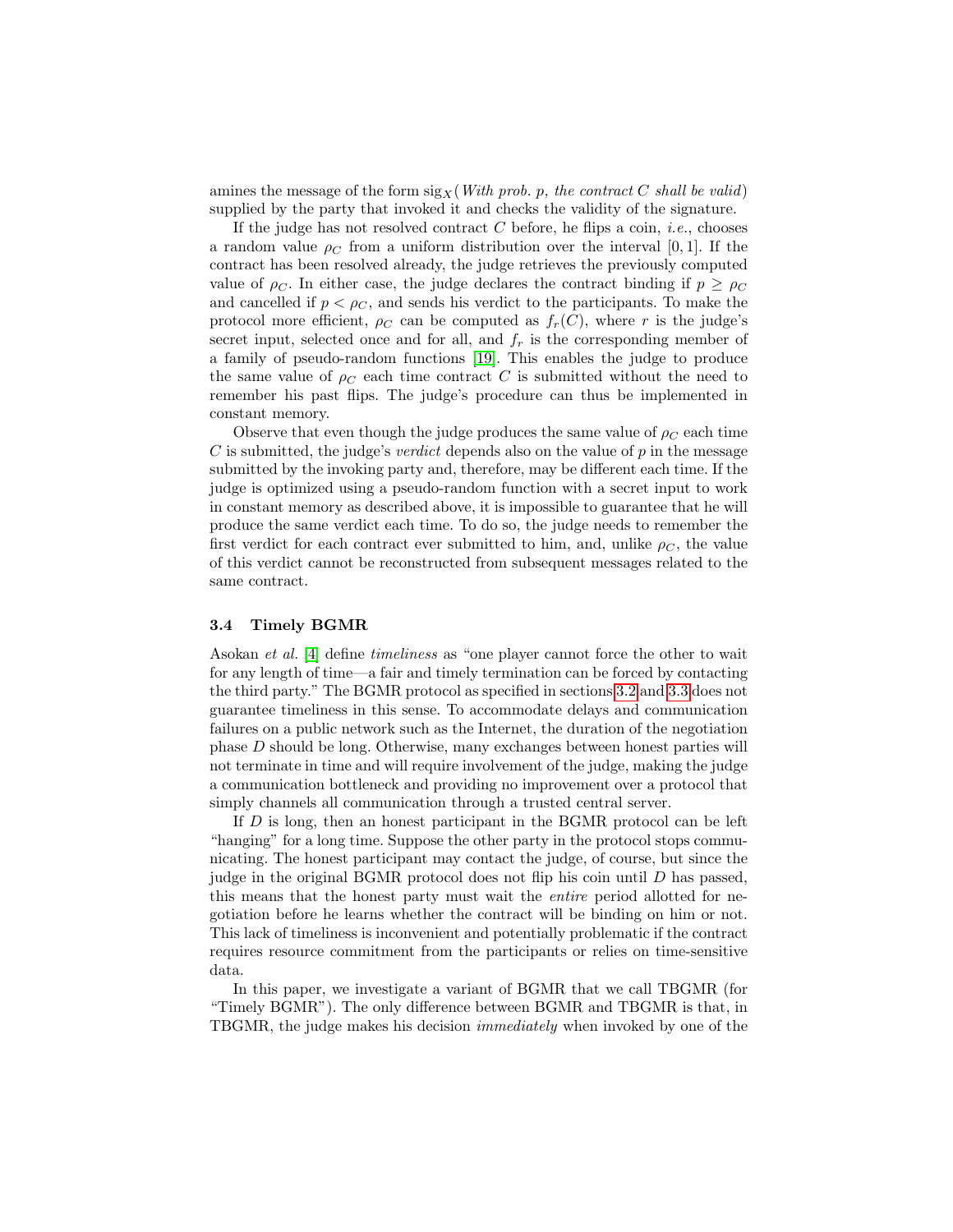amines the message of the form $\text{sig}_X$(*With prob. p, the contract C shall be valid*) supplied by the party that invoked it and checks the validity of the signature.

If the judge has not resolved contract $C$ before, he flips a coin, *i.e.*, chooses a random value $\rho_C$ from a uniform distribution over the interval $[0, 1]$. If the contract has been resolved already, the judge retrieves the previously computed value of $\rho_C$. In either case, the judge declares the contract binding if $p \geq \rho_C$ and cancelled if $p < \rho_C$, and sends his verdict to the participants. To make the protocol more efficient, $\rho_C$ can be computed as $f_r(C)$, where $r$ is the judge's secret input, selected once and for all, and $f_r$ is the corresponding member of a family of pseudo-random functions [19]. This enables the judge to produce the same value of $\rho_C$ each time contract $C$ is submitted without the need to remember his past flips. The judge's procedure can thus be implemented in constant memory.

Observe that even though the judge produces the same value of $\rho_C$ each time $C$ is submitted, the judge's *verdict* depends also on the value of $p$ in the message submitted by the invoking party and, therefore, may be different each time. If the judge is optimized using a pseudo-random function with a secret input to work in constant memory as described above, it is impossible to guarantee that he will produce the same verdict each time. To do so, the judge needs to remember the first verdict for each contract ever submitted to him, and, unlike $\rho_C$, the value of this verdict cannot be reconstructed from subsequent messages related to the same contract.

### 3.4 Timely BGMR

Asokan *et al.* [4] define *timeliness* as "one player cannot force the other to wait for any length of time—a fair and timely termination can be forced by contacting the third party." The BGMR protocol as specified in sections 3.2 and 3.3 does not guarantee timeliness in this sense. To accommodate delays and communication failures on a public network such as the Internet, the duration of the negotiation phase $D$ should be long. Otherwise, many exchanges between honest parties will not terminate in time and will require involvement of the judge, making the judge a communication bottleneck and providing no improvement over a protocol that simply channels all communication through a trusted central server.

If $D$ is long, then an honest participant in the BGMR protocol can be left "hanging" for a long time. Suppose the other party in the protocol stops communicating. The honest participant may contact the judge, of course, but since the judge in the original BGMR protocol does not flip his coin until $D$ has passed, this means that the honest party must wait the *entire* period allotted for negotiation before he learns whether the contract will be binding on him or not. This lack of timeliness is inconvenient and potentially problematic if the contract requires resource commitment from the participants or relies on time-sensitive data.

In this paper, we investigate a variant of BGMR that we call TBGMR (for "Timely BGMR"). The only difference between BGMR and TBGMR is that, in TBGMR, the judge makes his decision *immediately* when invoked by one of the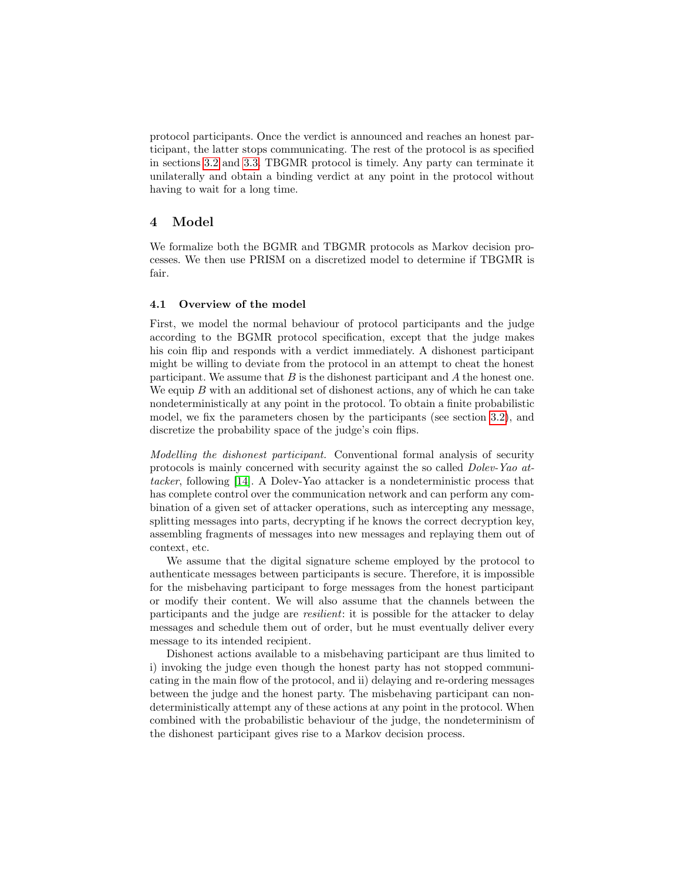protocol participants. Once the verdict is announced and reaches an honest participant, the latter stops communicating. The rest of the protocol is as specified in sections 3.2 and 3.3. TBGMR protocol is timely. Any party can terminate it unilaterally and obtain a binding verdict at any point in the protocol without having to wait for a long time.

# 4 Model

We formalize both the BGMR and TBGMR protocols as Markov decision processes. We then use PRISM on a discretized model to determine if TBGMR is fair.

## 4.1 Overview of the model

First, we model the normal behaviour of protocol participants and the judge according to the BGMR protocol specification, except that the judge makes his coin flip and responds with a verdict immediately. A dishonest participant might be willing to deviate from the protocol in an attempt to cheat the honest participant. We assume that $B$ is the dishonest participant and $A$ the honest one. We equip $B$ with an additional set of dishonest actions, any of which he can take nondeterministically at any point in the protocol. To obtain a finite probabilistic model, we fix the parameters chosen by the participants (see section 3.2), and discretize the probability space of the judge's coin flips.

*Modelling the dishonest participant.* Conventional formal analysis of security protocols is mainly concerned with security against the so called *Dolev-Yao attacker*, following [14]. A Dolev-Yao attacker is a nondeterministic process that has complete control over the communication network and can perform any combination of a given set of attacker operations, such as intercepting any message, splitting messages into parts, decrypting if he knows the correct decryption key, assembling fragments of messages into new messages and replaying them out of context, etc.

We assume that the digital signature scheme employed by the protocol to authenticate messages between participants is secure. Therefore, it is impossible for the misbehaving participant to forge messages from the honest participant or modify their content. We will also assume that the channels between the participants and the judge are *resilient*: it is possible for the attacker to delay messages and schedule them out of order, but he must eventually deliver every message to its intended recipient.

Dishonest actions available to a misbehaving participant are thus limited to i) invoking the judge even though the honest party has not stopped communicating in the main flow of the protocol, and ii) delaying and re-ordering messages between the judge and the honest party. The misbehaving participant can nondeterministically attempt any of these actions at any point in the protocol. When combined with the probabilistic behaviour of the judge, the nondeterminism of the dishonest participant gives rise to a Markov decision process.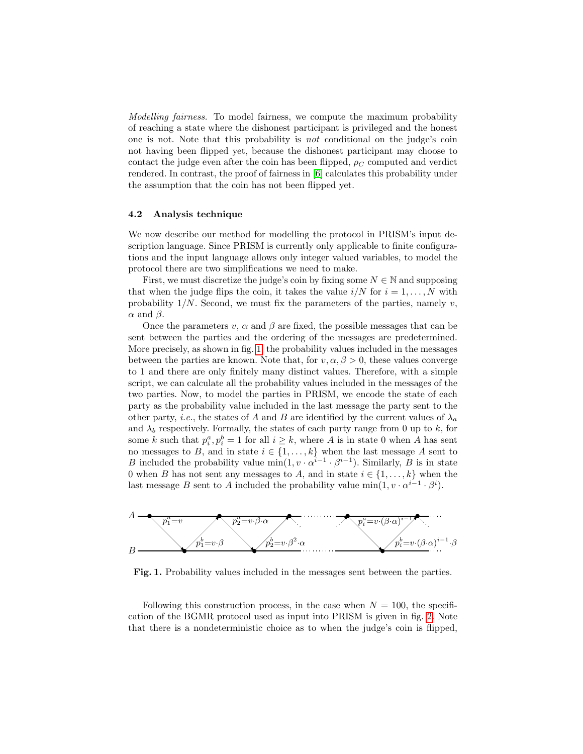*Modelling fairness.* To model fairness, we compute the maximum probability of reaching a state where the dishonest participant is privileged and the honest one is not. Note that this probability is *not* conditional on the judge's coin not having been flipped yet, because the dishonest participant may choose to contact the judge even after the coin has been flipped, $\rho_C$ computed and verdict rendered. In contrast, the proof of fairness in [6] calculates this probability under the assumption that the coin has not been flipped yet.

### 4.2 Analysis technique

We now describe our method for modelling the protocol in PRISM's input description language. Since PRISM is currently only applicable to finite configurations and the input language allows only integer valued variables, to model the protocol there are two simplifications we need to make.

First, we must discretize the judge's coin by fixing some $N \in \mathbb{N}$ and supposing that when the judge flips the coin, it takes the value $i/N$ for $i = 1, \dots, N$ with probability $1/N$. Second, we must fix the parameters of the parties, namely $v$, $\alpha$ and $\beta$.

Once the parameters $v$, $\alpha$ and $\beta$ are fixed, the possible messages that can be sent between the parties and the ordering of the messages are predetermined. More precisely, as shown in fig. 1, the probability values included in the messages between the parties are known. Note that, for $v, \alpha, \beta > 0$, these values converge to 1 and there are only finitely many distinct values. Therefore, with a simple script, we can calculate all the probability values included in the messages of the two parties. Now, to model the parties in PRISM, we encode the state of each party as the probability value included in the last message the party sent to the other party, *i.e.*, the states of $A$ and $B$ are identified by the current values of $\lambda_a$ and $\lambda_b$ respectively. Formally, the states of each party range from 0 up to $k$, for some $k$ such that $p^a_i, p^b_i = 1$ for all $i \geq k$, where $A$ is in state 0 when $A$ has sent no messages to $B$, and in state $i \in \{1, \dots, k\}$ when the last message $A$ sent to $B$ included the probability value $\min(1, v \cdot \alpha^{i-1} \cdot \beta^{i-1})$. Similarly, $B$ is in state 0 when $B$ has not sent any messages to $A$, and in state $i \in \{1, \dots, k\}$ when the last message $B$ sent to $A$ included the probability value $\min(1, v \cdot \alpha^{i-1} \cdot \beta^{i})$.

**Fig. 1.** Probability values included in the messages sent between the parties.

Following this construction process, in the case when $N = 100$, the specification of the BGMR protocol used as input into PRISM is given in fig. 2. Note that there is a nondeterministic choice as to when the judge's coin is flipped,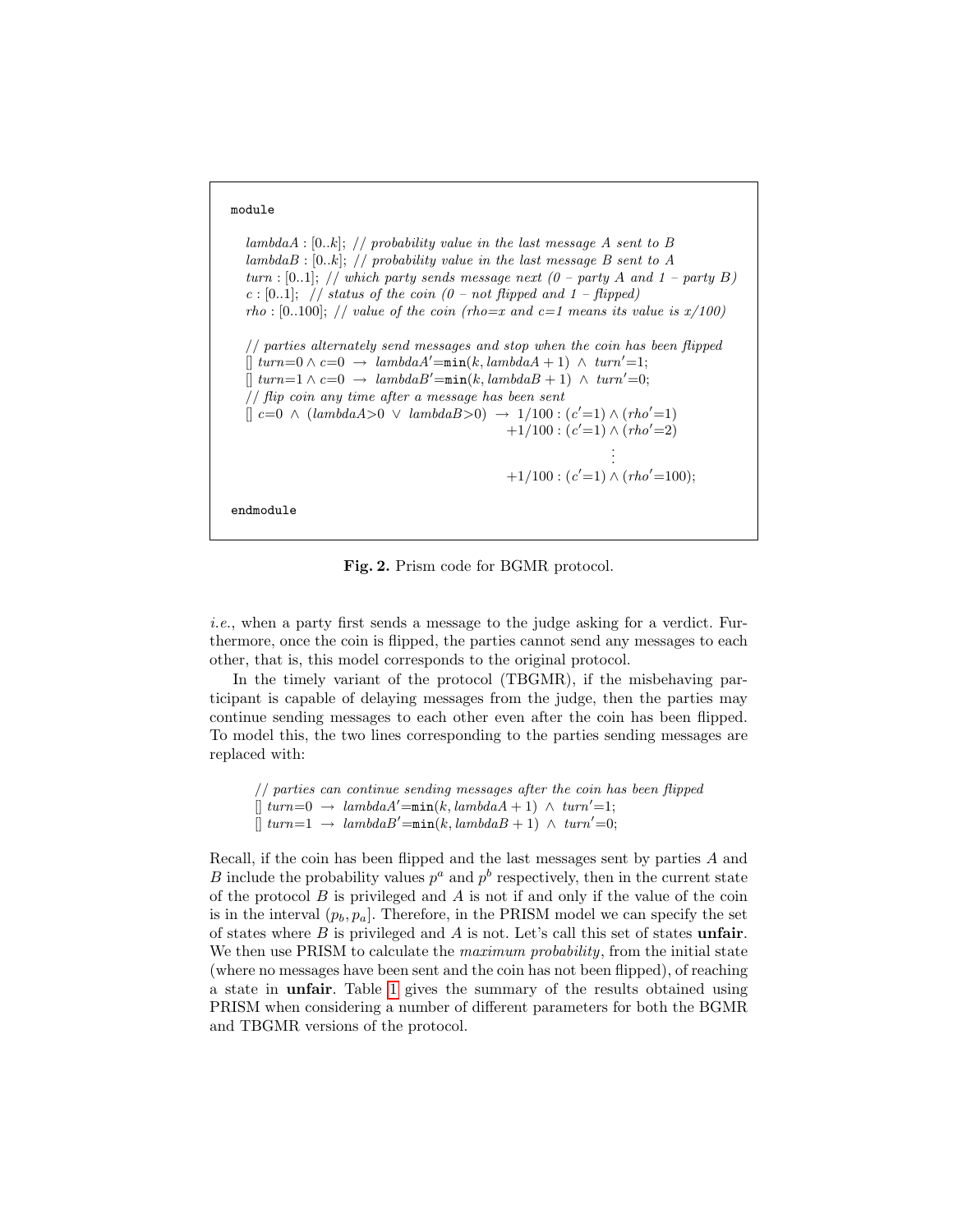```
module

  lambdaA : [0..k]; // probability value in the last message A sent to B
  lambdaB : [0..k]; // probability value in the last message B sent to A
  turn : [0..1]; // which party sends message next (0 – party A and 1 – party B)
  c : [0..1]; // status of the coin (0 – not flipped and 1 – flipped)
  rho : [0..100]; // value of the coin (rho=x and c=1 means its value is x/100)

  // parties alternately send messages and stop when the coin has been flipped
  [] turn=0 ∧ c=0 → lambdaA'=min(k, lambdaA + 1) ∧ turn'=1;
  [] turn=1 ∧ c=0 → lambdaB'=min(k, lambdaB + 1) ∧ turn'=0;
  // flip coin any time after a message has been sent
  [] c=0 ∧ (lambdaA>0 ∨ lambdaB>0) → 1/100 : (c'=1) ∧ (rho'=1)
                                    +1/100 : (c'=1) ∧ (rho'=2)
                                        ⋮
                                    +1/100 : (c'=1) ∧ (rho'=100);

endmodule
```

**Fig. 2.** Prism code for BGMR protocol.

*i.e.*, when a party first sends a message to the judge asking for a verdict. Furthermore, once the coin is flipped, the parties cannot send any messages to each other, that is, this model corresponds to the original protocol.

In the timely variant of the protocol (TBGMR), if the misbehaving participant is capable of delaying messages from the judge, then the parties may continue sending messages to each other even after the coin has been flipped. To model this, the two lines corresponding to the parties sending messages are replaced with:

```
// parties can continue sending messages after the coin has been flipped
[] turn=0 → lambdaA'=min(k, lambdaA + 1) ∧ turn'=1;
[] turn=1 → lambdaB'=min(k, lambdaB + 1) ∧ turn'=0;
```

Recall, if the coin has been flipped and the last messages sent by parties $A$ and $B$ include the probability values $p^a$ and $p^b$ respectively, then in the current state of the protocol $B$ is privileged and $A$ is not if and only if the value of the coin is in the interval $(p_b, p_a]$. Therefore, in the PRISM model we can specify the set of states where $B$ is privileged and $A$ is not. Let's call this set of states **unfair**. We then use PRISM to calculate the *maximum probability*, from the initial state (where no messages have been sent and the coin has not been flipped), of reaching a state in **unfair**. Table 1 gives the summary of the results obtained using PRISM when considering a number of different parameters for both the BGMR and TBGMR versions of the protocol.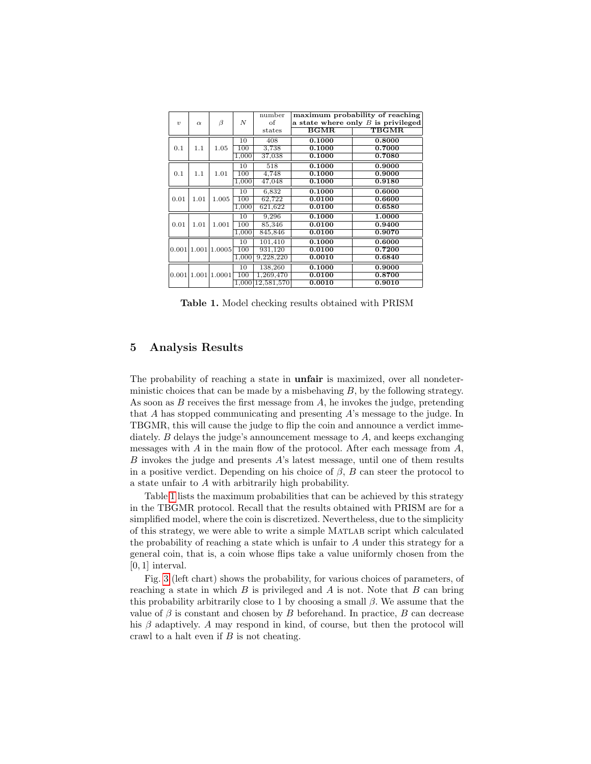| $v$ | $\alpha$ | $\beta$ | $N$ | number of states | maximum probability of reaching a state where only $B$ is privileged | |
|---|---|---|---|---|---|---|
| | | | | | **BGMR** | **TBGMR** |
| 0.1 | 1.1 | 1.05 | 10 | 408 | **0.1000** | **0.8000** |
| | | | 100 | 3,738 | **0.1000** | **0.7000** |
| | | | 1,000 | 37,038 | **0.1000** | **0.7080** |
| 0.1 | 1.1 | 1.01 | 10 | 518 | **0.1000** | **0.9000** |
| | | | 100 | 4,748 | **0.1000** | **0.9000** |
| | | | 1,000 | 47,048 | **0.1000** | **0.9180** |
| 0.01 | 1.01 | 1.005 | 10 | 6,832 | **0.1000** | **0.6000** |
| | | | 100 | 62,722 | **0.0100** | **0.6600** |
| | | | 1,000 | 621,622 | **0.0100** | **0.6580** |
| 0.01 | 1.01 | 1.001 | 10 | 9,296 | **0.1000** | **1.0000** |
| | | | 100 | 85,346 | **0.0100** | **0.9400** |
| | | | 1,000 | 845,846 | **0.0100** | **0.9070** |
| 0.001 | 1.001 | 1.0005 | 10 | 101,410 | **0.1000** | **0.6000** |
| | | | 100 | 931,120 | **0.0100** | **0.7200** |
| | | | 1,000 | 9,228,220 | **0.0010** | **0.6840** |
| 0.001 | 1.001 | 1.0001 | 10 | 138,260 | **0.1000** | **0.9000** |
| | | | 100 | 1,269,470 | **0.0100** | **0.8700** |
| | | | 1,000 | 12,581,570 | **0.0010** | **0.9010** |

**Table 1.** Model checking results obtained with PRISM

## 5 Analysis Results

The probability of reaching a state in **unfair** is maximized, over all nondeterministic choices that can be made by a misbehaving $B$, by the following strategy. As soon as $B$ receives the first message from $A$, he invokes the judge, pretending that $A$ has stopped communicating and presenting $A$'s message to the judge. In TBGMR, this will cause the judge to flip the coin and announce a verdict immediately. $B$ delays the judge's announcement message to $A$, and keeps exchanging messages with $A$ in the main flow of the protocol. After each message from $A$, $B$ invokes the judge and presents $A$'s latest message, until one of them results in a positive verdict. Depending on his choice of $\beta$, $B$ can steer the protocol to a state unfair to $A$ with arbitrarily high probability.

Table 1 lists the maximum probabilities that can be achieved by this strategy in the TBGMR protocol. Recall that the results obtained with PRISM are for a simplified model, where the coin is discretized. Nevertheless, due to the simplicity of this strategy, we were able to write a simple MATLAB script which calculated the probability of reaching a state which is unfair to $A$ under this strategy for a general coin, that is, a coin whose flips take a value uniformly chosen from the $[0, 1]$ interval.

Fig. 3 (left chart) shows the probability, for various choices of parameters, of reaching a state in which $B$ is privileged and $A$ is not. Note that $B$ can bring this probability arbitrarily close to 1 by choosing a small $\beta$. We assume that the value of $\beta$ is constant and chosen by $B$ beforehand. In practice, $B$ can decrease his $\beta$ adaptively. $A$ may respond in kind, of course, but then the protocol will crawl to a halt even if $B$ is not cheating.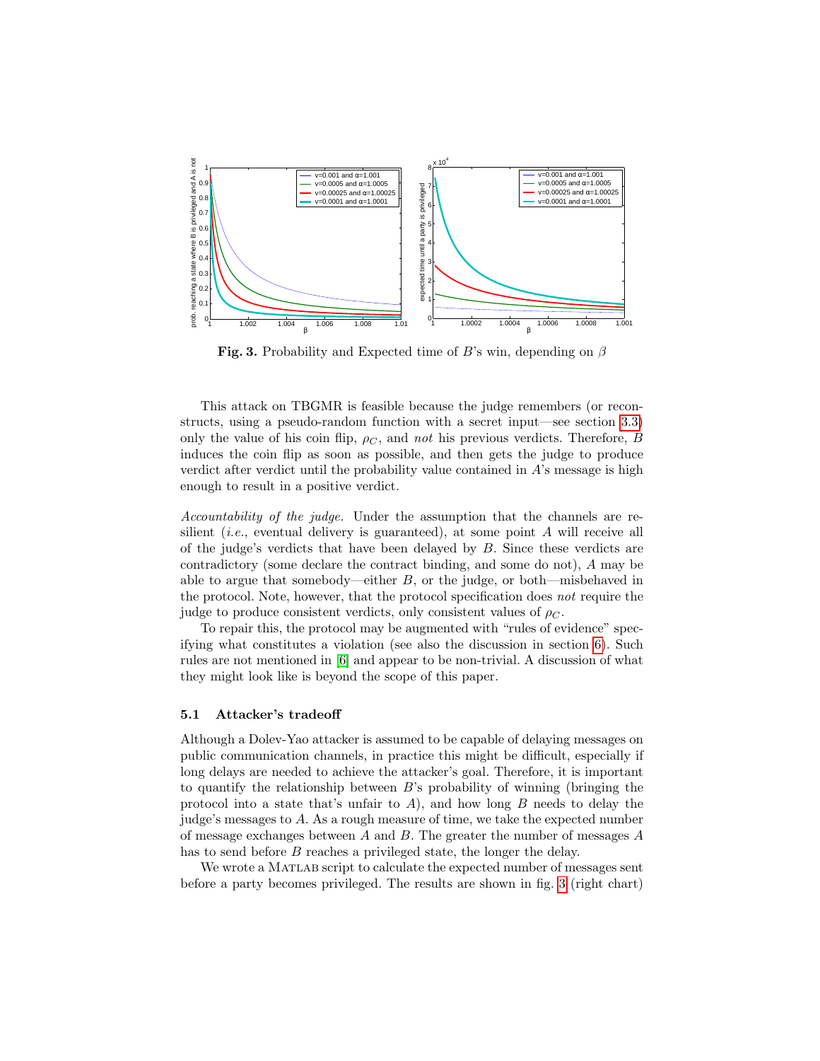**Fig. 3.** Probability and Expected time of $B$'s win, depending on $\beta$

This attack on TBGMR is feasible because the judge remembers (or reconstructs, using a pseudo-random function with a secret input—see section 3.3) only the value of his coin flip, $\rho_C$, and *not* his previous verdicts. Therefore, $B$ induces the coin flip as soon as possible, and then gets the judge to produce verdict after verdict until the probability value contained in $A$'s message is high enough to result in a positive verdict.

*Accountability of the judge.* Under the assumption that the channels are resilient (*i.e.*, eventual delivery is guaranteed), at some point $A$ will receive all of the judge's verdicts that have been delayed by $B$. Since these verdicts are contradictory (some declare the contract binding, and some do not), $A$ may be able to argue that somebody—either $B$, or the judge, or both—misbehaved in the protocol. Note, however, that the protocol specification does *not* require the judge to produce consistent verdicts, only consistent values of $\rho_C$.

To repair this, the protocol may be augmented with "rules of evidence" specifying what constitutes a violation (see also the discussion in section 6). Such rules are not mentioned in [6] and appear to be non-trivial. A discussion of what they might look like is beyond the scope of this paper.

### 5.1 Attacker's tradeoff

Although a Dolev-Yao attacker is assumed to be capable of delaying messages on public communication channels, in practice this might be difficult, especially if long delays are needed to achieve the attacker's goal. Therefore, it is important to quantify the relationship between $B$'s probability of winning (bringing the protocol into a state that's unfair to $A$), and how long $B$ needs to delay the judge's messages to $A$. As a rough measure of time, we take the expected number of message exchanges between $A$ and $B$. The greater the number of messages $A$ has to send before $B$ reaches a privileged state, the longer the delay.

We wrote a MATLAB script to calculate the expected number of messages sent before a party becomes privileged. The results are shown in fig. 3 (right chart)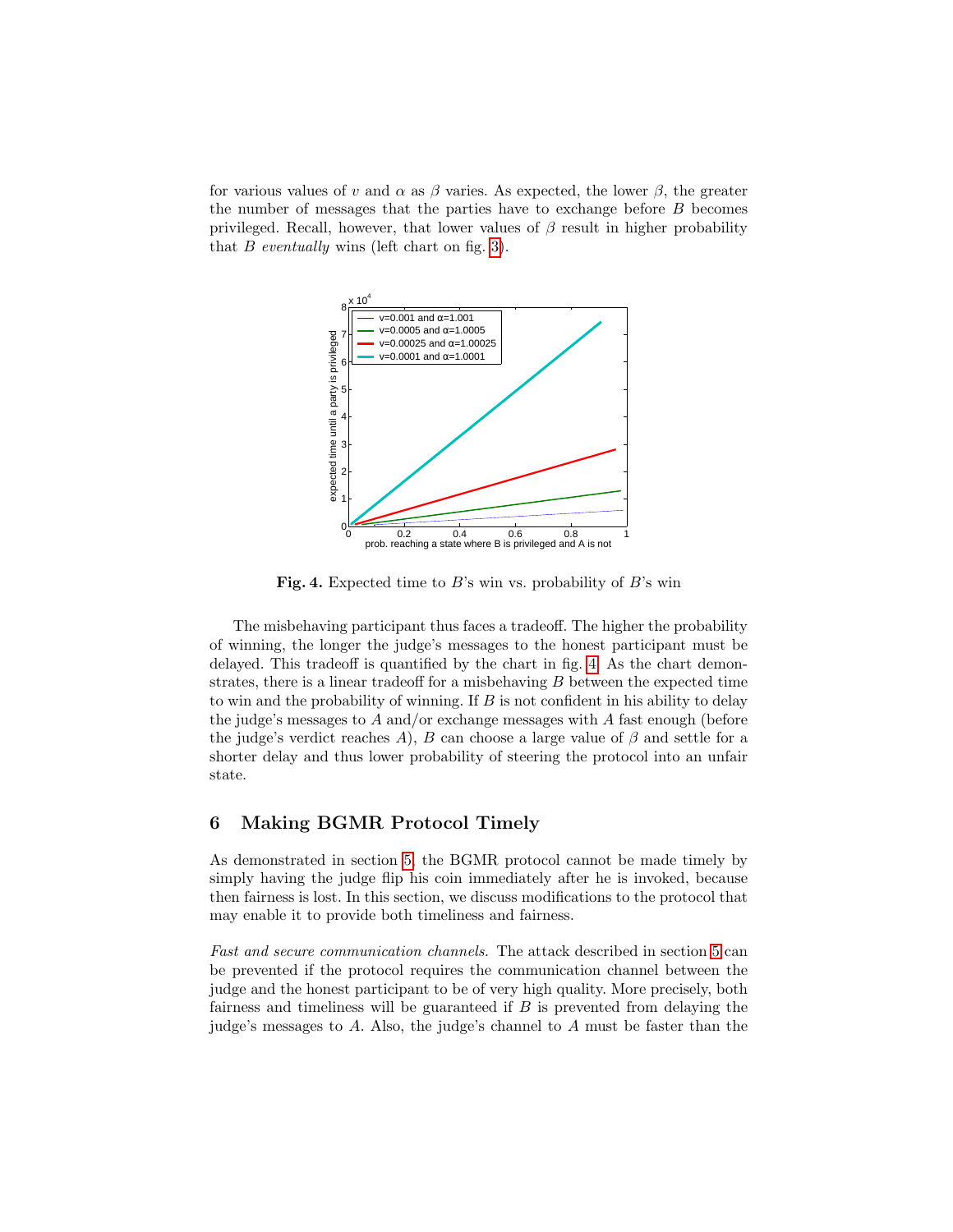for various values of $v$ and $\alpha$ as $\beta$ varies. As expected, the lower $\beta$, the greater the number of messages that the parties have to exchange before $B$ becomes privileged. Recall, however, that lower values of $\beta$ result in higher probability that $B$ *eventually* wins (left chart on fig. 3).

**Fig. 4.** Expected time to $B$'s win vs. probability of $B$'s win

The misbehaving participant thus faces a tradeoff. The higher the probability of winning, the longer the judge's messages to the honest participant must be delayed. This tradeoff is quantified by the chart in fig. 4. As the chart demonstrates, there is a linear tradeoff for a misbehaving $B$ between the expected time to win and the probability of winning. If $B$ is not confident in his ability to delay the judge's messages to $A$ and/or exchange messages with $A$ fast enough (before the judge's verdict reaches $A$), $B$ can choose a large value of $\beta$ and settle for a shorter delay and thus lower probability of steering the protocol into an unfair state.

## 6 Making BGMR Protocol Timely

As demonstrated in section 5, the BGMR protocol cannot be made timely by simply having the judge flip his coin immediately after he is invoked, because then fairness is lost. In this section, we discuss modifications to the protocol that may enable it to provide both timeliness and fairness.

*Fast and secure communication channels.* The attack described in section 5 can be prevented if the protocol requires the communication channel between the judge and the honest participant to be of very high quality. More precisely, both fairness and timeliness will be guaranteed if $B$ is prevented from delaying the judge's messages to $A$. Also, the judge's channel to $A$ must be faster than the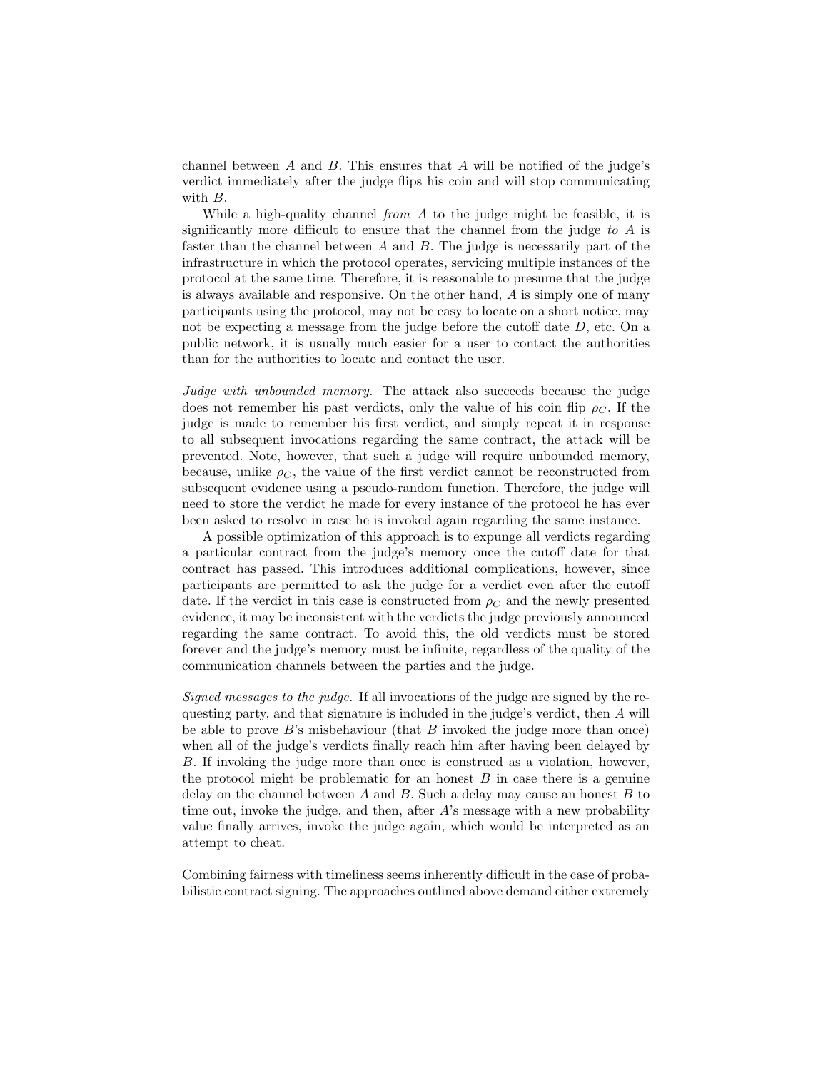channel between $A$ and $B$. This ensures that $A$ will be notified of the judge's verdict immediately after the judge flips his coin and will stop communicating with $B$.

While a high-quality channel *from* $A$ to the judge might be feasible, it is significantly more difficult to ensure that the channel from the judge *to* $A$ is faster than the channel between $A$ and $B$. The judge is necessarily part of the infrastructure in which the protocol operates, servicing multiple instances of the protocol at the same time. Therefore, it is reasonable to presume that the judge is always available and responsive. On the other hand, $A$ is simply one of many participants using the protocol, may not be easy to locate on a short notice, may not be expecting a message from the judge before the cutoff date $D$, etc. On a public network, it is usually much easier for a user to contact the authorities than for the authorities to locate and contact the user.

*Judge with unbounded memory.* The attack also succeeds because the judge does not remember his past verdicts, only the value of his coin flip $\rho_C$. If the judge is made to remember his first verdict, and simply repeat it in response to all subsequent invocations regarding the same contract, the attack will be prevented. Note, however, that such a judge will require unbounded memory, because, unlike $\rho_C$, the value of the first verdict cannot be reconstructed from subsequent evidence using a pseudo-random function. Therefore, the judge will need to store the verdict he made for every instance of the protocol he has ever been asked to resolve in case he is invoked again regarding the same instance.

A possible optimization of this approach is to expunge all verdicts regarding a particular contract from the judge's memory once the cutoff date for that contract has passed. This introduces additional complications, however, since participants are permitted to ask the judge for a verdict even after the cutoff date. If the verdict in this case is constructed from $\rho_C$ and the newly presented evidence, it may be inconsistent with the verdicts the judge previously announced regarding the same contract. To avoid this, the old verdicts must be stored forever and the judge's memory must be infinite, regardless of the quality of the communication channels between the parties and the judge.

*Signed messages to the judge.* If all invocations of the judge are signed by the requesting party, and that signature is included in the judge's verdict, then $A$ will be able to prove $B$'s misbehaviour (that $B$ invoked the judge more than once) when all of the judge's verdicts finally reach him after having been delayed by $B$. If invoking the judge more than once is construed as a violation, however, the protocol might be problematic for an honest $B$ in case there is a genuine delay on the channel between $A$ and $B$. Such a delay may cause an honest $B$ to time out, invoke the judge, and then, after $A$'s message with a new probability value finally arrives, invoke the judge again, which would be interpreted as an attempt to cheat.

Combining fairness with timeliness seems inherently difficult in the case of probabilistic contract signing. The approaches outlined above demand either extremely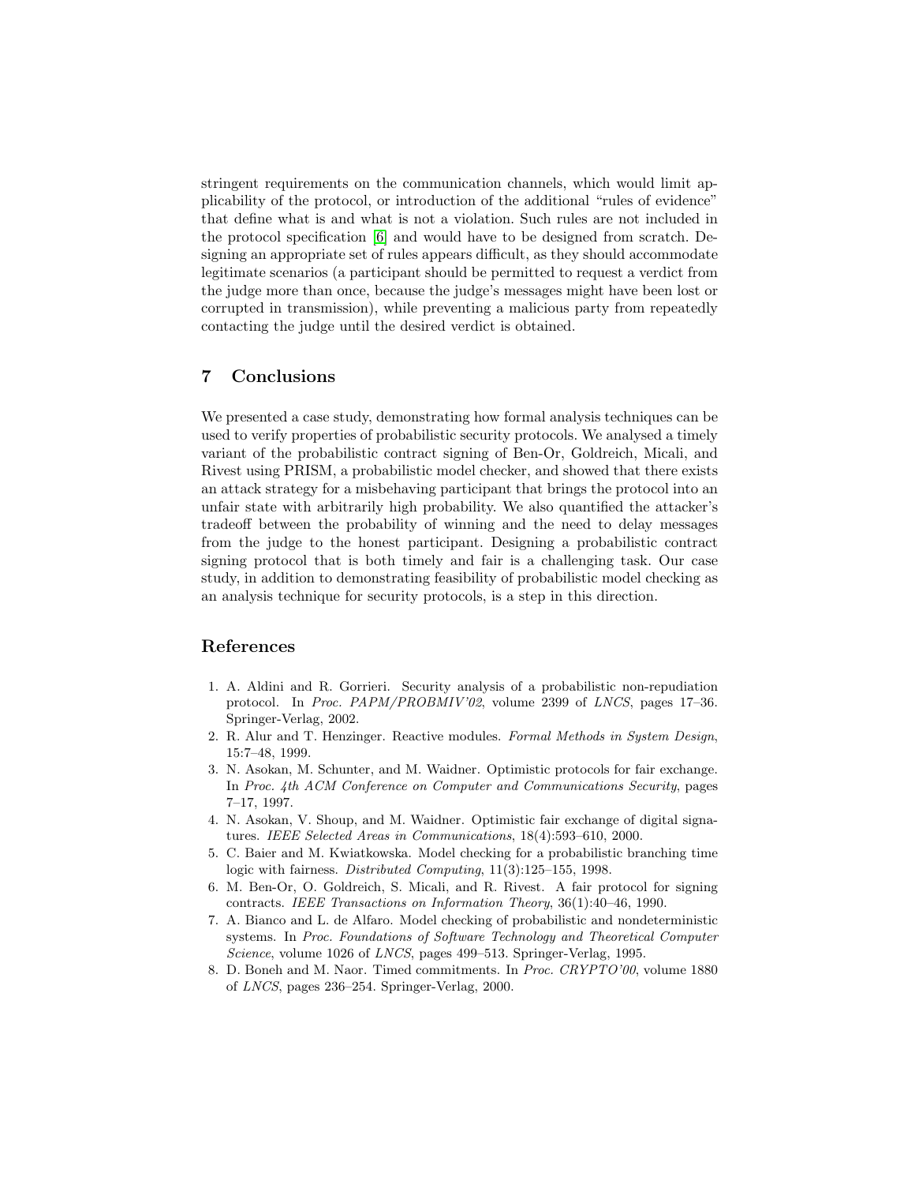stringent requirements on the communication channels, which would limit applicability of the protocol, or introduction of the additional "rules of evidence" that define what is and what is not a violation. Such rules are not included in the protocol specification [6] and would have to be designed from scratch. Designing an appropriate set of rules appears difficult, as they should accommodate legitimate scenarios (a participant should be permitted to request a verdict from the judge more than once, because the judge's messages might have been lost or corrupted in transmission), while preventing a malicious party from repeatedly contacting the judge until the desired verdict is obtained.

## 7 Conclusions

We presented a case study, demonstrating how formal analysis techniques can be used to verify properties of probabilistic security protocols. We analysed a timely variant of the probabilistic contract signing of Ben-Or, Goldreich, Micali, and Rivest using PRISM, a probabilistic model checker, and showed that there exists an attack strategy for a misbehaving participant that brings the protocol into an unfair state with arbitrarily high probability. We also quantified the attacker's tradeoff between the probability of winning and the need to delay messages from the judge to the honest participant. Designing a probabilistic contract signing protocol that is both timely and fair is a challenging task. Our case study, in addition to demonstrating feasibility of probabilistic model checking as an analysis technique for security protocols, is a step in this direction.

## References

1. A. Aldini and R. Gorrieri. Security analysis of a probabilistic non-repudiation protocol. In *Proc. PAPM/PROBMIV'02*, volume 2399 of *LNCS*, pages 17–36. Springer-Verlag, 2002.
2. R. Alur and T. Henzinger. Reactive modules. *Formal Methods in System Design*, 15:7–48, 1999.
3. N. Asokan, M. Schunter, and M. Waidner. Optimistic protocols for fair exchange. In *Proc. 4th ACM Conference on Computer and Communications Security*, pages 7–17, 1997.
4. N. Asokan, V. Shoup, and M. Waidner. Optimistic fair exchange of digital signatures. *IEEE Selected Areas in Communications*, 18(4):593–610, 2000.
5. C. Baier and M. Kwiatkowska. Model checking for a probabilistic branching time logic with fairness. *Distributed Computing*, 11(3):125–155, 1998.
6. M. Ben-Or, O. Goldreich, S. Micali, and R. Rivest. A fair protocol for signing contracts. *IEEE Transactions on Information Theory*, 36(1):40–46, 1990.
7. A. Bianco and L. de Alfaro. Model checking of probabilistic and nondeterministic systems. In *Proc. Foundations of Software Technology and Theoretical Computer Science*, volume 1026 of *LNCS*, pages 499–513. Springer-Verlag, 1995.
8. D. Boneh and M. Naor. Timed commitments. In *Proc. CRYPTO'00*, volume 1880 of *LNCS*, pages 236–254. Springer-Verlag, 2000.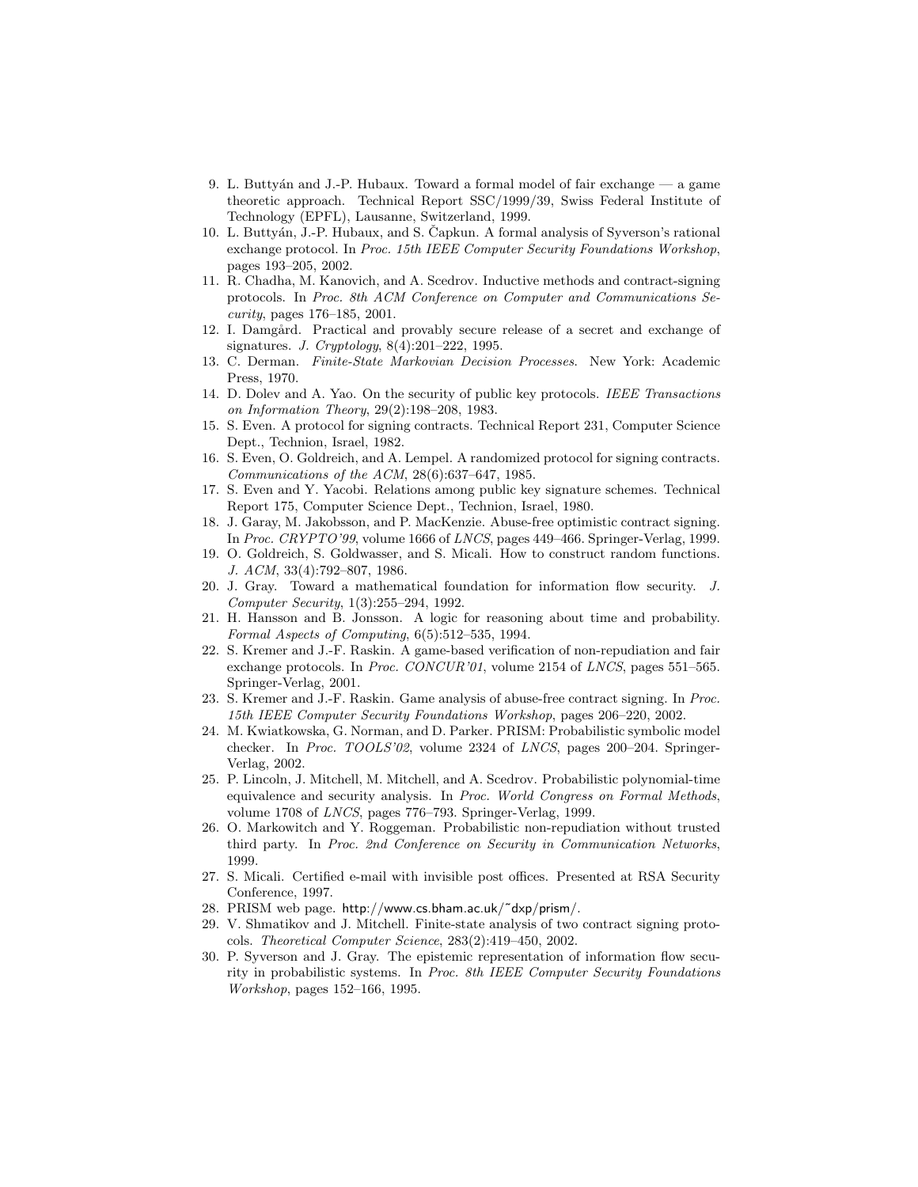9. L. Buttyán and J.-P. Hubaux. Toward a formal model of fair exchange — a game theoretic approach. Technical Report SSC/1999/39, Swiss Federal Institute of Technology (EPFL), Lausanne, Switzerland, 1999.
10. L. Buttyán, J.-P. Hubaux, and S. Čapkun. A formal analysis of Syverson's rational exchange protocol. In *Proc. 15th IEEE Computer Security Foundations Workshop*, pages 193–205, 2002.
11. R. Chadha, M. Kanovich, and A. Scedrov. Inductive methods and contract-signing protocols. In *Proc. 8th ACM Conference on Computer and Communications Security*, pages 176–185, 2001.
12. I. Damgård. Practical and provably secure release of a secret and exchange of signatures. *J. Cryptology*, 8(4):201–222, 1995.
13. C. Derman. *Finite-State Markovian Decision Processes*. New York: Academic Press, 1970.
14. D. Dolev and A. Yao. On the security of public key protocols. *IEEE Transactions on Information Theory*, 29(2):198–208, 1983.
15. S. Even. A protocol for signing contracts. Technical Report 231, Computer Science Dept., Technion, Israel, 1982.
16. S. Even, O. Goldreich, and A. Lempel. A randomized protocol for signing contracts. *Communications of the ACM*, 28(6):637–647, 1985.
17. S. Even and Y. Yacobi. Relations among public key signature schemes. Technical Report 175, Computer Science Dept., Technion, Israel, 1980.
18. J. Garay, M. Jakobsson, and P. MacKenzie. Abuse-free optimistic contract signing. In *Proc. CRYPTO'99*, volume 1666 of *LNCS*, pages 449–466. Springer-Verlag, 1999.
19. O. Goldreich, S. Goldwasser, and S. Micali. How to construct random functions. *J. ACM*, 33(4):792–807, 1986.
20. J. Gray. Toward a mathematical foundation for information flow security. *J. Computer Security*, 1(3):255–294, 1992.
21. H. Hansson and B. Jonsson. A logic for reasoning about time and probability. *Formal Aspects of Computing*, 6(5):512–535, 1994.
22. S. Kremer and J.-F. Raskin. A game-based verification of non-repudiation and fair exchange protocols. In *Proc. CONCUR'01*, volume 2154 of *LNCS*, pages 551–565. Springer-Verlag, 2001.
23. S. Kremer and J.-F. Raskin. Game analysis of abuse-free contract signing. In *Proc. 15th IEEE Computer Security Foundations Workshop*, pages 206–220, 2002.
24. M. Kwiatkowska, G. Norman, and D. Parker. PRISM: Probabilistic symbolic model checker. In *Proc. TOOLS'02*, volume 2324 of *LNCS*, pages 200–204. Springer-Verlag, 2002.
25. P. Lincoln, J. Mitchell, M. Mitchell, and A. Scedrov. Probabilistic polynomial-time equivalence and security analysis. In *Proc. World Congress on Formal Methods*, volume 1708 of *LNCS*, pages 776–793. Springer-Verlag, 1999.
26. O. Markowitch and Y. Roggeman. Probabilistic non-repudiation without trusted third party. In *Proc. 2nd Conference on Security in Communication Networks*, 1999.
27. S. Micali. Certified e-mail with invisible post offices. Presented at RSA Security Conference, 1997.
28. PRISM web page. http://www.cs.bham.ac.uk/~dxp/prism/.
29. V. Shmatikov and J. Mitchell. Finite-state analysis of two contract signing protocols. *Theoretical Computer Science*, 283(2):419–450, 2002.
30. P. Syverson and J. Gray. The epistemic representation of information flow security in probabilistic systems. In *Proc. 8th IEEE Computer Security Foundations Workshop*, pages 152–166, 1995.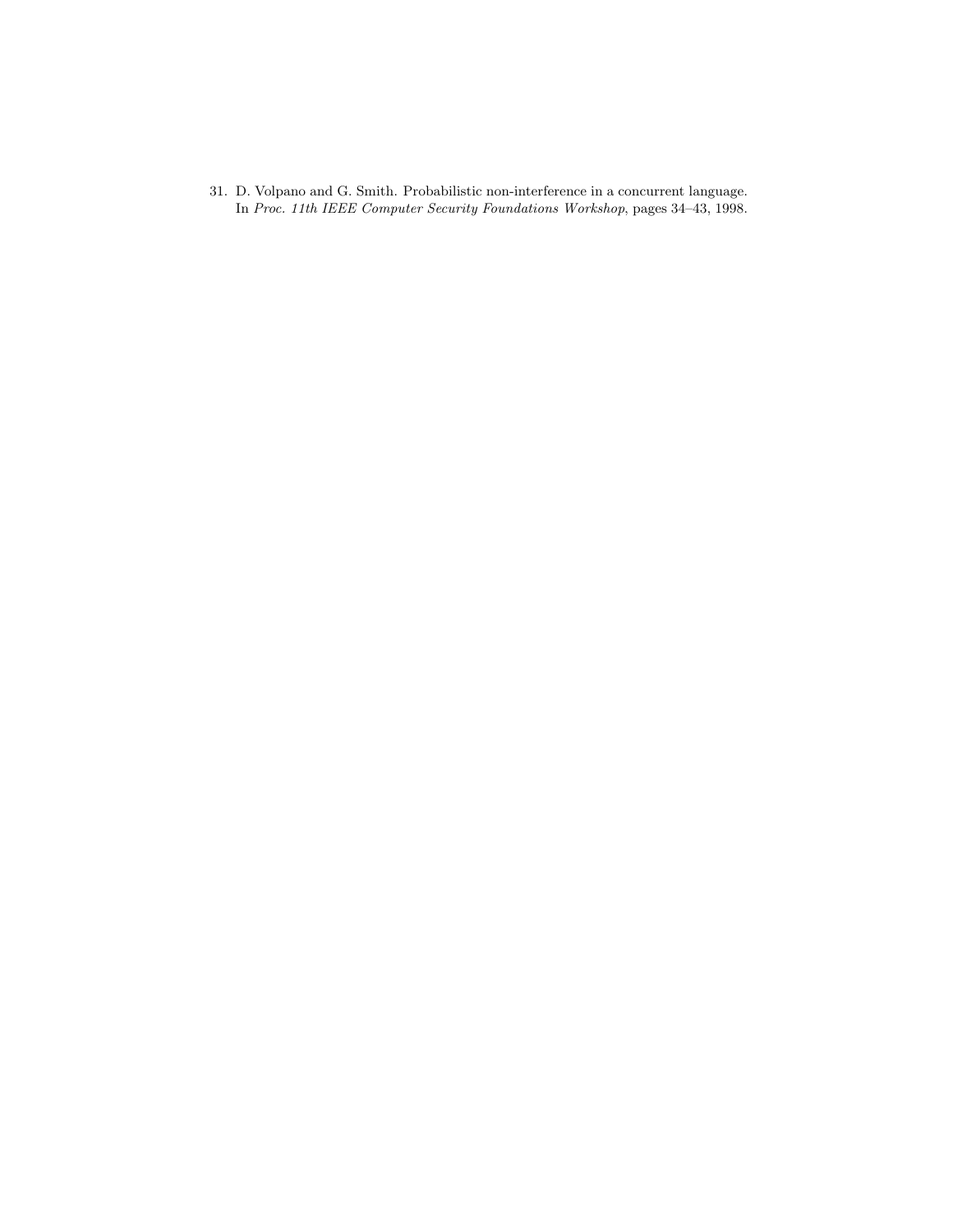31. D. Volpano and G. Smith. Probabilistic non-interference in a concurrent language. In *Proc. 11th IEEE Computer Security Foundations Workshop*, pages 34–43, 1998.